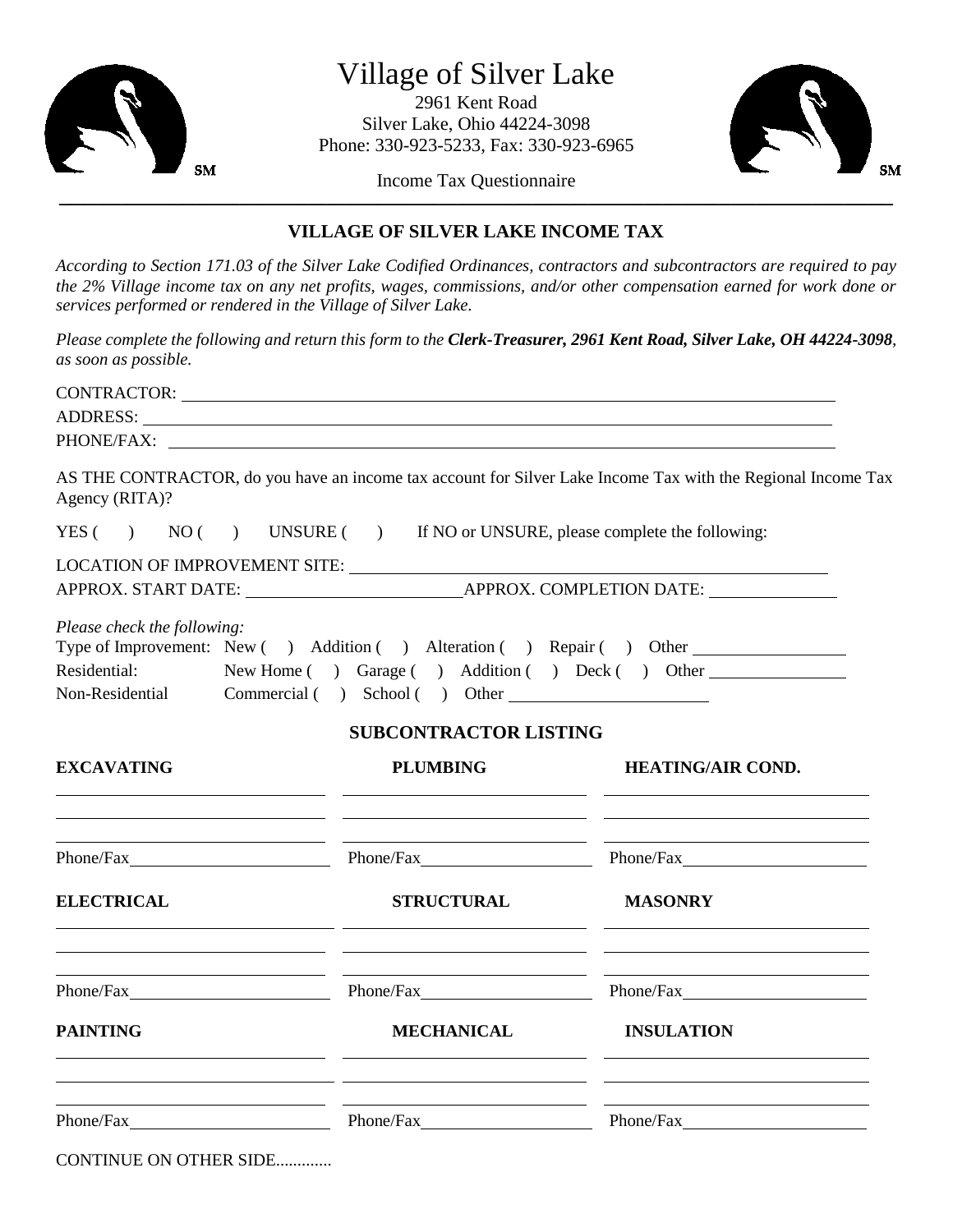# Village of Silver Lake

2961 Kent Road
Silver Lake, Ohio 44224-3098
Phone: 330-923-5233, Fax: 330-923-6965

Income Tax Questionnaire

---

## VILLAGE OF SILVER LAKE INCOME TAX

*According to Section 171.03 of the Silver Lake Codified Ordinances, contractors and subcontractors are required to pay the 2% Village income tax on any net profits, wages, commissions, and/or other compensation earned for work done or services performed or rendered in the Village of Silver Lake.*

*Please complete the following and return this form to the* ***Clerk-Treasurer, 2961 Kent Road, Silver Lake, OH 44224-3098****, as soon as possible.*

CONTRACTOR: ____________________________________________

ADDRESS: ____________________________________________

PHONE/FAX: ____________________________________________

AS THE CONTRACTOR, do you have an income tax account for Silver Lake Income Tax with the Regional Income Tax Agency (RITA)?

YES ( ) NO ( ) UNSURE ( ) If NO or UNSURE, please complete the following:

LOCATION OF IMPROVEMENT SITE: ____________________________________________

APPROX. START DATE: ____________________ APPROX. COMPLETION DATE: ____________________

*Please check the following:*

Type of Improvement: New ( ) Addition ( ) Alteration ( ) Repair ( ) Other ____________________

Residential: New Home ( ) Garage ( ) Addition ( ) Deck ( ) Other ____________________

Non-Residential Commercial ( ) School ( ) Other ____________________

## SUBCONTRACTOR LISTING

| **EXCAVATING** | **PLUMBING** | **HEATING/AIR COND.** |
| --- | --- | --- |
| ____________________ | ____________________ | ____________________ |
| ____________________ | ____________________ | ____________________ |
| ____________________ | ____________________ | ____________________ |
| Phone/Fax ____________________ | Phone/Fax ____________________ | Phone/Fax ____________________ |
| **ELECTRICAL** | **STRUCTURAL** | **MASONRY** |
| ____________________ | ____________________ | ____________________ |
| ____________________ | ____________________ | ____________________ |
| ____________________ | ____________________ | ____________________ |
| Phone/Fax ____________________ | Phone/Fax ____________________ | Phone/Fax ____________________ |
| **PAINTING** | **MECHANICAL** | **INSULATION** |
| ____________________ | ____________________ | ____________________ |
| ____________________ | ____________________ | ____________________ |
| ____________________ | ____________________ | ____________________ |
| Phone/Fax ____________________ | Phone/Fax ____________________ | Phone/Fax ____________________ |

CONTINUE ON OTHER SIDE.............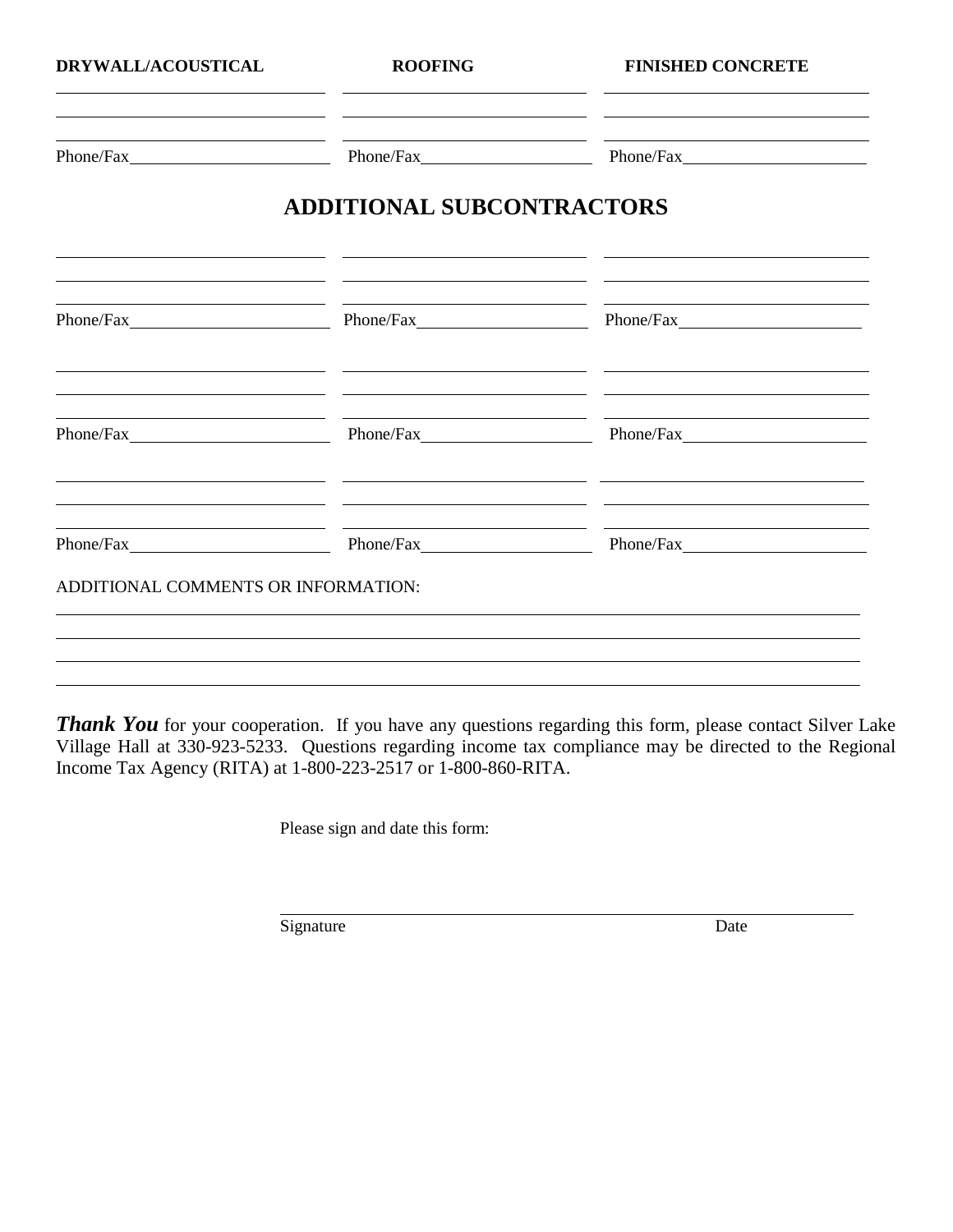| DRYWALL/ACOUSTICAL | ROOFING | FINISHED CONCRETE |
|---|---|---|
| | | |
| | | |
| | | |
| Phone/Fax | Phone/Fax | Phone/Fax |

## ADDITIONAL SUBCONTRACTORS

| | | |
|---|---|---|
| | | |
| | | |
| | | |
| Phone/Fax | Phone/Fax | Phone/Fax |
| | | |
| | | |
| | | |
| Phone/Fax | Phone/Fax | Phone/Fax |
| | | |
| | | |
| | | |
| Phone/Fax | Phone/Fax | Phone/Fax |

ADDITIONAL COMMENTS OR INFORMATION:

\_\_\_\_\_\_\_\_\_\_\_\_\_\_\_\_\_\_\_\_\_\_\_\_\_\_\_\_\_\_\_\_\_\_\_\_\_\_\_\_\_\_\_\_\_\_\_\_\_\_\_\_\_\_\_\_\_\_\_\_\_\_\_\_

\_\_\_\_\_\_\_\_\_\_\_\_\_\_\_\_\_\_\_\_\_\_\_\_\_\_\_\_\_\_\_\_\_\_\_\_\_\_\_\_\_\_\_\_\_\_\_\_\_\_\_\_\_\_\_\_\_\_\_\_\_\_\_\_

\_\_\_\_\_\_\_\_\_\_\_\_\_\_\_\_\_\_\_\_\_\_\_\_\_\_\_\_\_\_\_\_\_\_\_\_\_\_\_\_\_\_\_\_\_\_\_\_\_\_\_\_\_\_\_\_\_\_\_\_\_\_\_\_

\_\_\_\_\_\_\_\_\_\_\_\_\_\_\_\_\_\_\_\_\_\_\_\_\_\_\_\_\_\_\_\_\_\_\_\_\_\_\_\_\_\_\_\_\_\_\_\_\_\_\_\_\_\_\_\_\_\_\_\_\_\_\_\_

***Thank You*** for your cooperation. If you have any questions regarding this form, please contact Silver Lake Village Hall at 330-923-5233. Questions regarding income tax compliance may be directed to the Regional Income Tax Agency (RITA) at 1-800-223-2517 or 1-800-860-RITA.

Please sign and date this form:

\_\_\_\_\_\_\_\_\_\_\_\_\_\_\_\_\_\_\_\_\_\_\_\_\_\_\_\_\_\_\_\_\_\_\_\_\_\_\_\_\_\_\_\_\_\_\_\_

Signature                                                                 Date